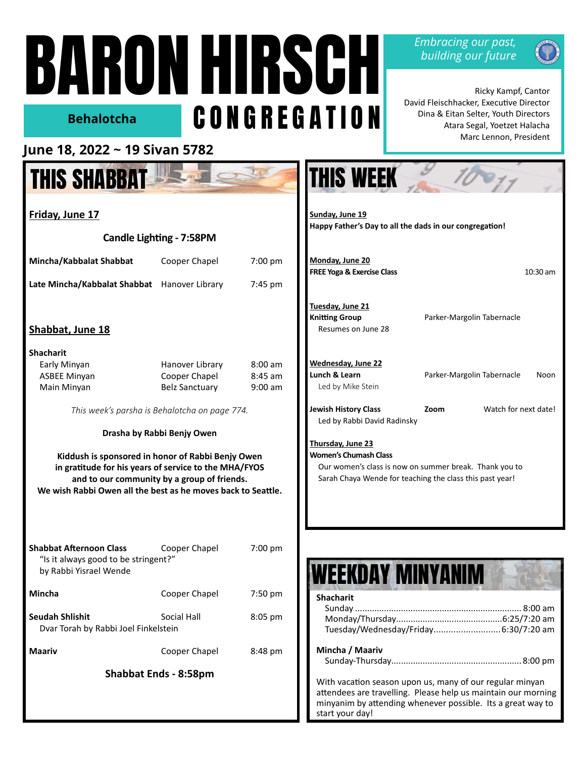# BARON HIRSCH CONGREGATION

*Embracing our past, building our future*

**Behalotcha**

Ricky Kampf, Cantor
David Fleischhacker, Executive Director
Dina & Eitan Selter, Youth Directors
Atara Segal, Yoetzet Halacha
Marc Lennon, President

## June 18, 2022 ~ 19 Sivan 5782

## THIS SHABBAT

**Friday, June 17**

**Candle Lighting - 7:58PM**

| | | |
|---|---|---|
| **Mincha/Kabbalat Shabbat** | Cooper Chapel | 7:00 pm |
| **Late Mincha/Kabbalat Shabbat** | Hanover Library | 7:45 pm |

**Shabbat, June 18**

**Shacharit**

| | | |
|---|---|---|
| Early Minyan | Hanover Library | 8:00 am |
| ASBEE Minyan | Cooper Chapel | 8:45 am |
| Main Minyan | Belz Sanctuary | 9:00 am |

*This week's parsha is Behalotcha on page 774.*

**Drasha by Rabbi Benjy Owen**

**Kiddush is sponsored in honor of Rabbi Benjy Owen in gratitude for his years of service to the MHA/FYOS and to our community by a group of friends. We wish Rabbi Owen all the best as he moves back to Seattle.**

| | | |
|---|---|---|
| **Shabbat Afternoon Class** "Is it always good to be stringent?" by Rabbi Yisrael Wende | Cooper Chapel | 7:00 pm |
| **Mincha** | Cooper Chapel | 7:50 pm |
| **Seudah Shlishit** Dvar Torah by Rabbi Joel Finkelstein | Social Hall | 8:05 pm |
| **Maariv** | Cooper Chapel | 8:48 pm |

**Shabbat Ends - 8:58pm**

## THIS WEEK

**Sunday, June 19**
**Happy Father's Day to all the dads in our congregation!**

**Monday, June 20**
**FREE Yoga & Exercise Class** — 10:30 am

**Tuesday, June 21**
**Knitting Group** — Parker-Margolin Tabernacle
Resumes on June 28

**Wednesday, June 22**
**Lunch & Learn** — Parker-Margolin Tabernacle — Noon
Led by Mike Stein

**Jewish History Class** — **Zoom** — Watch for next date!
Led by Rabbi David Radinsky

**Thursday, June 23**
**Women's Chumash Class**
Our women's class is now on summer break. Thank you to Sarah Chaya Wende for teaching the class this past year!

## WEEKDAY MINYANIM

**Shacharit**
Sunday .......... 8:00 am
Monday/Thursday .......... 6:25/7:20 am
Tuesday/Wednesday/Friday .......... 6:30/7:20 am

**Mincha / Maariv**
Sunday-Thursday .......... 8:00 pm

With vacation season upon us, many of our regular minyan attendees are travelling. Please help us maintain our morning minyanim by attending whenever possible. Its a great way to start your day!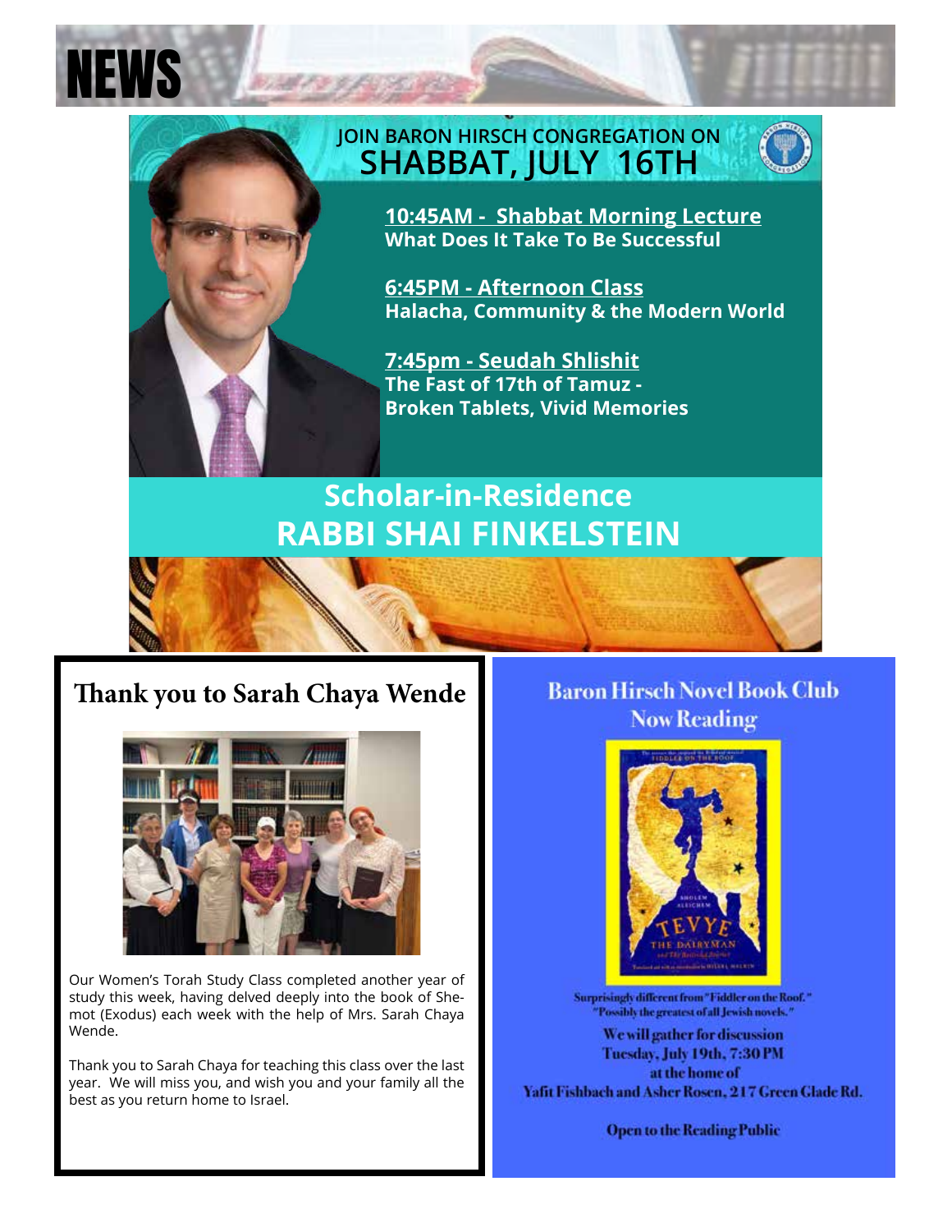# NEWS

## JOIN BARON HIRSCH CONGREGATION ON SHABBAT, JULY 16TH

**10:45AM - Shabbat Morning Lecture**
**What Does It Take To Be Successful**

**6:45PM - Afternoon Class**
**Halacha, Community & the Modern World**

**7:45pm - Seudah Shlishit**
**The Fast of 17th of Tamuz - Broken Tablets, Vivid Memories**

## Scholar-in-Residence RABBI SHAI FINKELSTEIN

## Thank you to Sarah Chaya Wende

Our Women's Torah Study Class completed another year of study this week, having delved deeply into the book of Shemot (Exodus) each week with the help of Mrs. Sarah Chaya Wende.

Thank you to Sarah Chaya for teaching this class over the last year. We will miss you, and wish you and your family all the best as you return home to Israel.

## Baron Hirsch Novel Book Club Now Reading

Surprisingly different from "Fiddler on the Roof."
"Possibly the greatest of all Jewish novels."

We will gather for discussion
Tuesday, July 19th, 7:30 PM
at the home of
Yafit Fishbach and Asher Rosen, 217 Green Glade Rd.

**Open to the Reading Public**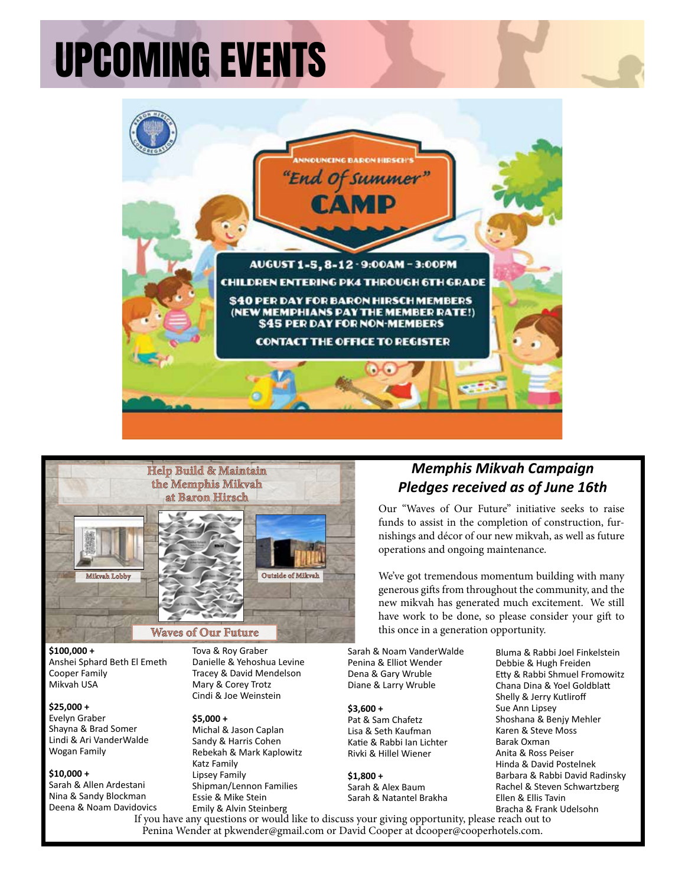# UPCOMING EVENTS

ANNOUNCING BARON HIRSCH'S

"End Of Summer" CAMP

AUGUST 1-5, 8-12 · 9:00AM – 3:00PM

CHILDREN ENTERING PK4 THROUGH 6TH GRADE

$40 PER DAY FOR BARON HIRSCH MEMBERS
(NEW MEMPHIANS PAY THE MEMBER RATE!)
$45 PER DAY FOR NON-MEMBERS

CONTACT THE OFFICE TO REGISTER

Help Build & Maintain the Memphis Mikvah at Baron Hirsch

Mikvah Lobby

Outside of Mikvah

Waves of Our Future

## *Memphis Mikvah Campaign Pledges received as of June 16th*

Our "Waves of Our Future" initiative seeks to raise funds to assist in the completion of construction, furnishings and décor of our new mikvah, as well as future operations and ongoing maintenance.

We've got tremendous momentum building with many generous gifts from throughout the community, and the new mikvah has generated much excitement. We still have work to be done, so please consider your gift to this once in a generation opportunity.

**$100,000 +**
Anshei Sphard Beth El Emeth
Cooper Family
Mikvah USA

**$25,000 +**
Evelyn Graber
Shayna & Brad Somer
Lindi & Ari VanderWalde
Wogan Family

**$10,000 +**
Sarah & Allen Ardestani
Nina & Sandy Blockman
Deena & Noam Davidovics
Tova & Roy Graber
Danielle & Yehoshua Levine
Tracey & David Mendelson
Mary & Corey Trotz
Cindi & Joe Weinstein

**$5,000 +**
Michal & Jason Caplan
Sandy & Harris Cohen
Rebekah & Mark Kaplowitz
Katz Family
Lipsey Family
Shipman/Lennon Families
Essie & Mike Stein
Emily & Alvin Steinberg
Sarah & Noam VanderWalde
Penina & Elliot Wender
Dena & Gary Wruble
Diane & Larry Wruble

**$3,600 +**
Pat & Sam Chafetz
Lisa & Seth Kaufman
Katie & Rabbi Ian Lichter
Rivki & Hillel Wiener

**$1,800 +**
Sarah & Alex Baum
Sarah & Natantel Brakha
Bluma & Rabbi Joel Finkelstein
Debbie & Hugh Freiden
Etty & Rabbi Shmuel Fromowitz
Chana Dina & Yoel Goldblatt
Shelly & Jerry Kutliroff
Sue Ann Lipsey
Shoshana & Benjy Mehler
Karen & Steve Moss
Barak Oxman
Anita & Ross Peiser
Hinda & David Postelnek
Barbara & Rabbi David Radinsky
Rachel & Steven Schwartzberg
Ellen & Ellis Tavin
Bracha & Frank Udelsohn

If you have any questions or would like to discuss your giving opportunity, please reach out to Penina Wender at pkwender@gmail.com or David Cooper at dcooper@cooperhotels.com.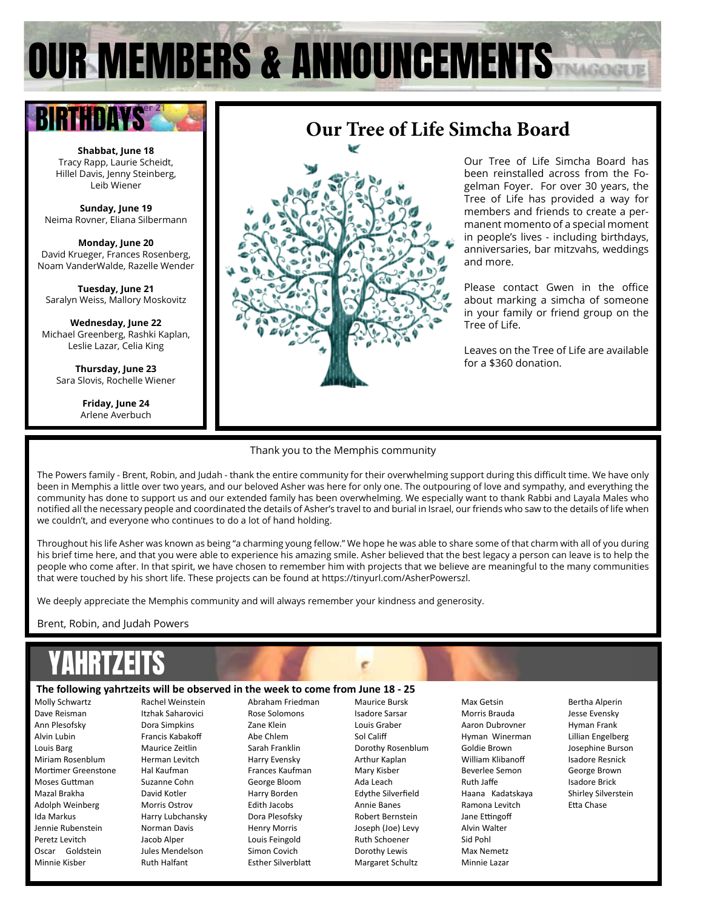# OUR MEMBERS & ANNOUNCEMENTS

## BIRTHDAYS

**Shabbat, June 18**
Tracy Rapp, Laurie Scheidt, Hillel Davis, Jenny Steinberg, Leib Wiener

**Sunday, June 19**
Neima Rovner, Eliana Silbermann

**Monday, June 20**
David Krueger, Frances Rosenberg, Noam VanderWalde, Razelle Wender

**Tuesday, June 21**
Saralyn Weiss, Mallory Moskovitz

**Wednesday, June 22**
Michael Greenberg, Rashki Kaplan, Leslie Lazar, Celia King

**Thursday, June 23**
Sara Slovis, Rochelle Wiener

**Friday, June 24**
Arlene Averbuch

## Our Tree of Life Simcha Board

Our Tree of Life Simcha Board has been reinstalled across from the Fogelman Foyer. For over 30 years, the Tree of Life has provided a way for members and friends to create a permanent momento of a special moment in people's lives - including birthdays, anniversaries, bar mitzvahs, weddings and more.

Please contact Gwen in the office about marking a simcha of someone in your family or friend group on the Tree of Life.

Leaves on the Tree of Life are available for a $360 donation.

Thank you to the Memphis community

The Powers family - Brent, Robin, and Judah - thank the entire community for their overwhelming support during this difficult time. We have only been in Memphis a little over two years, and our beloved Asher was here for only one. The outpouring of love and sympathy, and everything the community has done to support us and our extended family has been overwhelming. We especially want to thank Rabbi and Layala Males who notified all the necessary people and coordinated the details of Asher's travel to and burial in Israel, our friends who saw to the details of life when we couldn't, and everyone who continues to do a lot of hand holding.

Throughout his life Asher was known as being "a charming young fellow." We hope he was able to share some of that charm with all of you during his brief time here, and that you were able to experience his amazing smile. Asher believed that the best legacy a person can leave is to help the people who come after. In that spirit, we have chosen to remember him with projects that we believe are meaningful to the many communities that were touched by his short life. These projects can be found at https://tinyurl.com/AsherPowerszl.

We deeply appreciate the Memphis community and will always remember your kindness and generosity.

Brent, Robin, and Judah Powers

## YAHRTZEITS

**The following yahrtzeits will be observed in the week to come from June 18 - 25**

Molly Schwartz
Dave Reisman
Ann Plesofsky
Alvin Lubin
Louis Barg
Miriam Rosenblum
Mortimer Greenstone
Moses Guttman
Mazal Brakha
Adolph Weinberg
Ida Markus
Jennie Rubenstein
Peretz Levitch
Oscar Goldstein
Minnie Kisber
Rachel Weinstein
Itzhak Saharovici
Dora Simpkins
Francis Kabakoff
Maurice Zeitlin
Herman Levitch
Hal Kaufman
Suzanne Cohn
David Kotler
Morris Ostrov
Harry Lubchansky
Norman Davis
Jacob Alper
Jules Mendelson
Ruth Halfant
Abraham Friedman
Rose Solomons
Zane Klein
Abe Chlem
Sarah Franklin
Harry Evensky
Frances Kaufman
George Bloom
Harry Borden
Edith Jacobs
Dora Plesofsky
Henry Morris
Louis Feingold
Simon Covich
Esther Silverblatt
Maurice Bursk
Isadore Sarsar
Louis Graber
Sol Califf
Dorothy Rosenblum
Arthur Kaplan
Mary Kisber
Ada Leach
Edythe Silverfield
Annie Banes
Robert Bernstein
Joseph (Joe) Levy
Ruth Schoener
Dorothy Lewis
Margaret Schultz
Max Getsin
Morris Brauda
Aaron Dubrovner
Hyman Winerman
Goldie Brown
William Klibanoff
Beverlee Semon
Ruth Jaffe
Haana Kadatskaya
Ramona Levitch
Jane Ettingoff
Alvin Walter
Sid Pohl
Max Nemetz
Minnie Lazar
Bertha Alperin
Jesse Evensky
Hyman Frank
Lillian Engelberg
Josephine Burson
Isadore Resnick
George Brown
Isadore Brick
Shirley Silverstein
Etta Chase